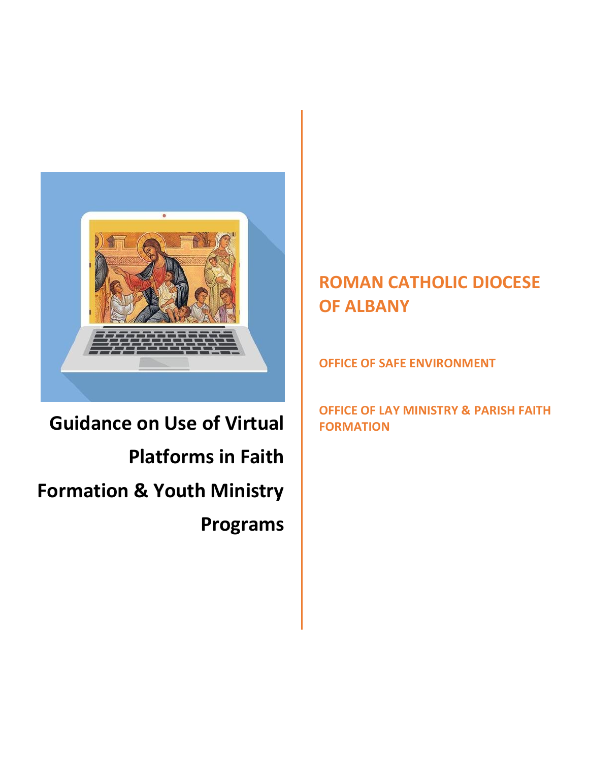# Guidance on Use of Virtual Platforms in Faith Formation & Youth Ministry Programs

## ROMAN CATHOLIC DIOCESE OF ALBANY

### OFFICE OF SAFE ENVIRONMENT

### OFFICE OF LAY MINISTRY & PARISH FAITH FORMATION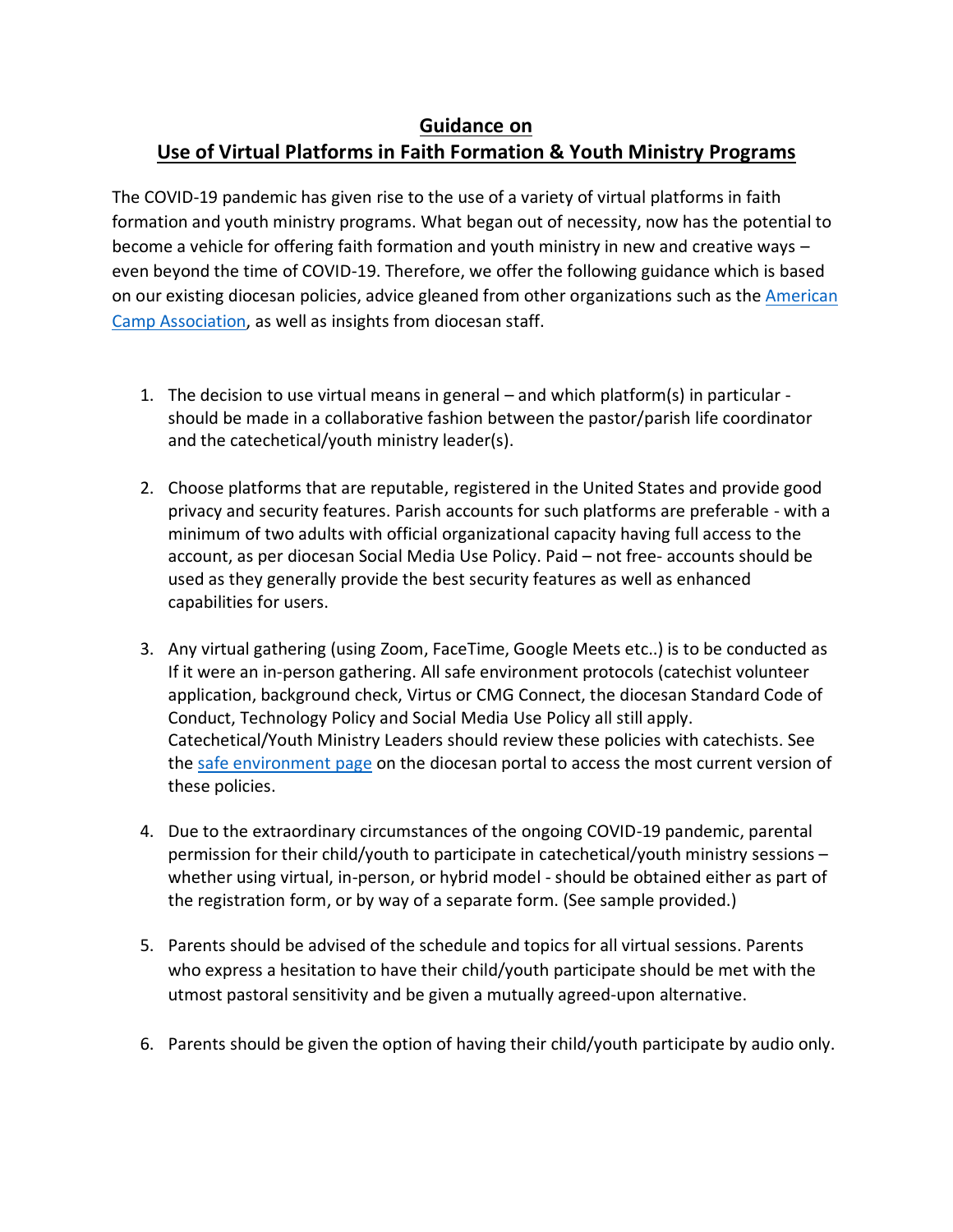# Guidance on Use of Virtual Platforms in Faith Formation & Youth Ministry Programs

The COVID-19 pandemic has given rise to the use of a variety of virtual platforms in faith formation and youth ministry programs. What began out of necessity, now has the potential to become a vehicle for offering faith formation and youth ministry in new and creative ways – even beyond the time of COVID-19. Therefore, we offer the following guidance which is based on our existing diocesan policies, advice gleaned from other organizations such as the American Camp Association, as well as insights from diocesan staff.

1. The decision to use virtual means in general – and which platform(s) in particular - should be made in a collaborative fashion between the pastor/parish life coordinator and the catechetical/youth ministry leader(s).

2. Choose platforms that are reputable, registered in the United States and provide good privacy and security features. Parish accounts for such platforms are preferable - with a minimum of two adults with official organizational capacity having full access to the account, as per diocesan Social Media Use Policy. Paid – not free- accounts should be used as they generally provide the best security features as well as enhanced capabilities for users.

3. Any virtual gathering (using Zoom, FaceTime, Google Meets etc..) is to be conducted as If it were an in-person gathering. All safe environment protocols (catechist volunteer application, background check, Virtus or CMG Connect, the diocesan Standard Code of Conduct, Technology Policy and Social Media Use Policy all still apply. Catechetical/Youth Ministry Leaders should review these policies with catechists. See the safe environment page on the diocesan portal to access the most current version of these policies.

4. Due to the extraordinary circumstances of the ongoing COVID-19 pandemic, parental permission for their child/youth to participate in catechetical/youth ministry sessions – whether using virtual, in-person, or hybrid model - should be obtained either as part of the registration form, or by way of a separate form. (See sample provided.)

5. Parents should be advised of the schedule and topics for all virtual sessions. Parents who express a hesitation to have their child/youth participate should be met with the utmost pastoral sensitivity and be given a mutually agreed-upon alternative.

6. Parents should be given the option of having their child/youth participate by audio only.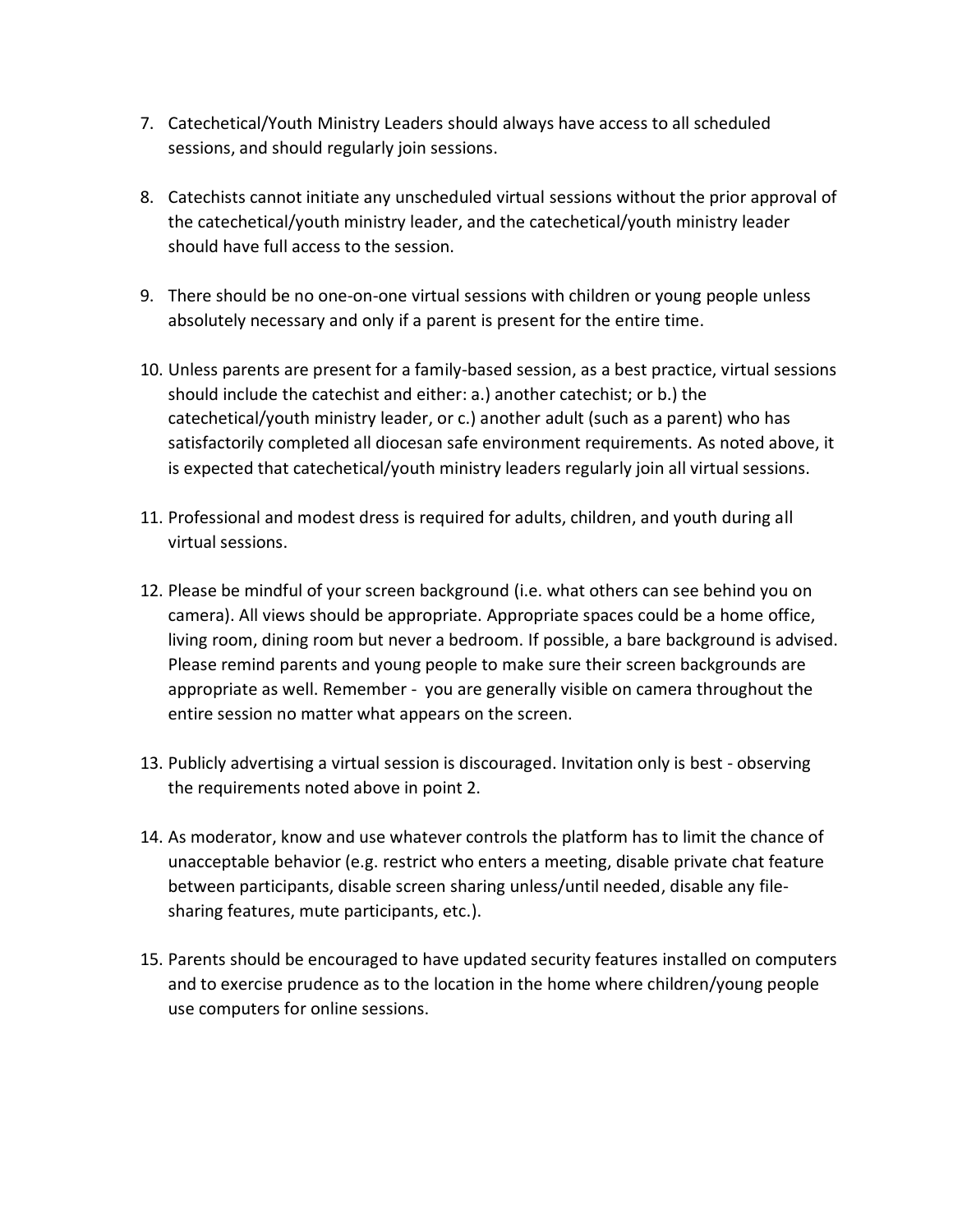7. Catechetical/Youth Ministry Leaders should always have access to all scheduled sessions, and should regularly join sessions.

8. Catechists cannot initiate any unscheduled virtual sessions without the prior approval of the catechetical/youth ministry leader, and the catechetical/youth ministry leader should have full access to the session.

9. There should be no one-on-one virtual sessions with children or young people unless absolutely necessary and only if a parent is present for the entire time.

10. Unless parents are present for a family-based session, as a best practice, virtual sessions should include the catechist and either: a.) another catechist; or b.) the catechetical/youth ministry leader, or c.) another adult (such as a parent) who has satisfactorily completed all diocesan safe environment requirements. As noted above, it is expected that catechetical/youth ministry leaders regularly join all virtual sessions.

11. Professional and modest dress is required for adults, children, and youth during all virtual sessions.

12. Please be mindful of your screen background (i.e. what others can see behind you on camera). All views should be appropriate. Appropriate spaces could be a home office, living room, dining room but never a bedroom. If possible, a bare background is advised. Please remind parents and young people to make sure their screen backgrounds are appropriate as well. Remember - you are generally visible on camera throughout the entire session no matter what appears on the screen.

13. Publicly advertising a virtual session is discouraged. Invitation only is best - observing the requirements noted above in point 2.

14. As moderator, know and use whatever controls the platform has to limit the chance of unacceptable behavior (e.g. restrict who enters a meeting, disable private chat feature between participants, disable screen sharing unless/until needed, disable any file-sharing features, mute participants, etc.).

15. Parents should be encouraged to have updated security features installed on computers and to exercise prudence as to the location in the home where children/young people use computers for online sessions.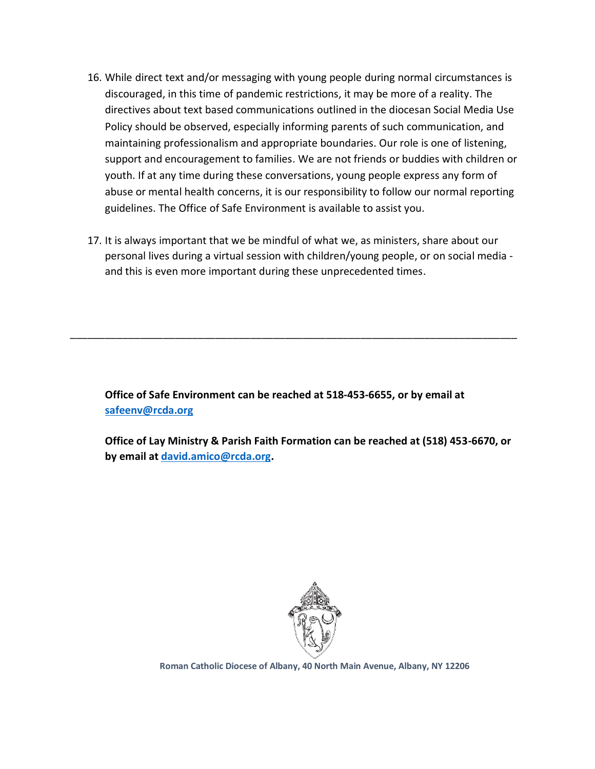16. While direct text and/or messaging with young people during normal circumstances is discouraged, in this time of pandemic restrictions, it may be more of a reality. The directives about text based communications outlined in the diocesan Social Media Use Policy should be observed, especially informing parents of such communication, and maintaining professionalism and appropriate boundaries. Our role is one of listening, support and encouragement to families. We are not friends or buddies with children or youth. If at any time during these conversations, young people express any form of abuse or mental health concerns, it is our responsibility to follow our normal reporting guidelines. The Office of Safe Environment is available to assist you.

17. It is always important that we be mindful of what we, as ministers, share about our personal lives during a virtual session with children/young people, or on social media - and this is even more important during these unprecedented times.

---

**Office of Safe Environment can be reached at 518-453-6655, or by email at [safeenv@rcda.org](mailto:safeenv@rcda.org)**

**Office of Lay Ministry & Parish Faith Formation can be reached at (518) 453-6670, or by email at [david.amico@rcda.org](mailto:david.amico@rcda.org).**

**Roman Catholic Diocese of Albany, 40 North Main Avenue, Albany, NY 12206**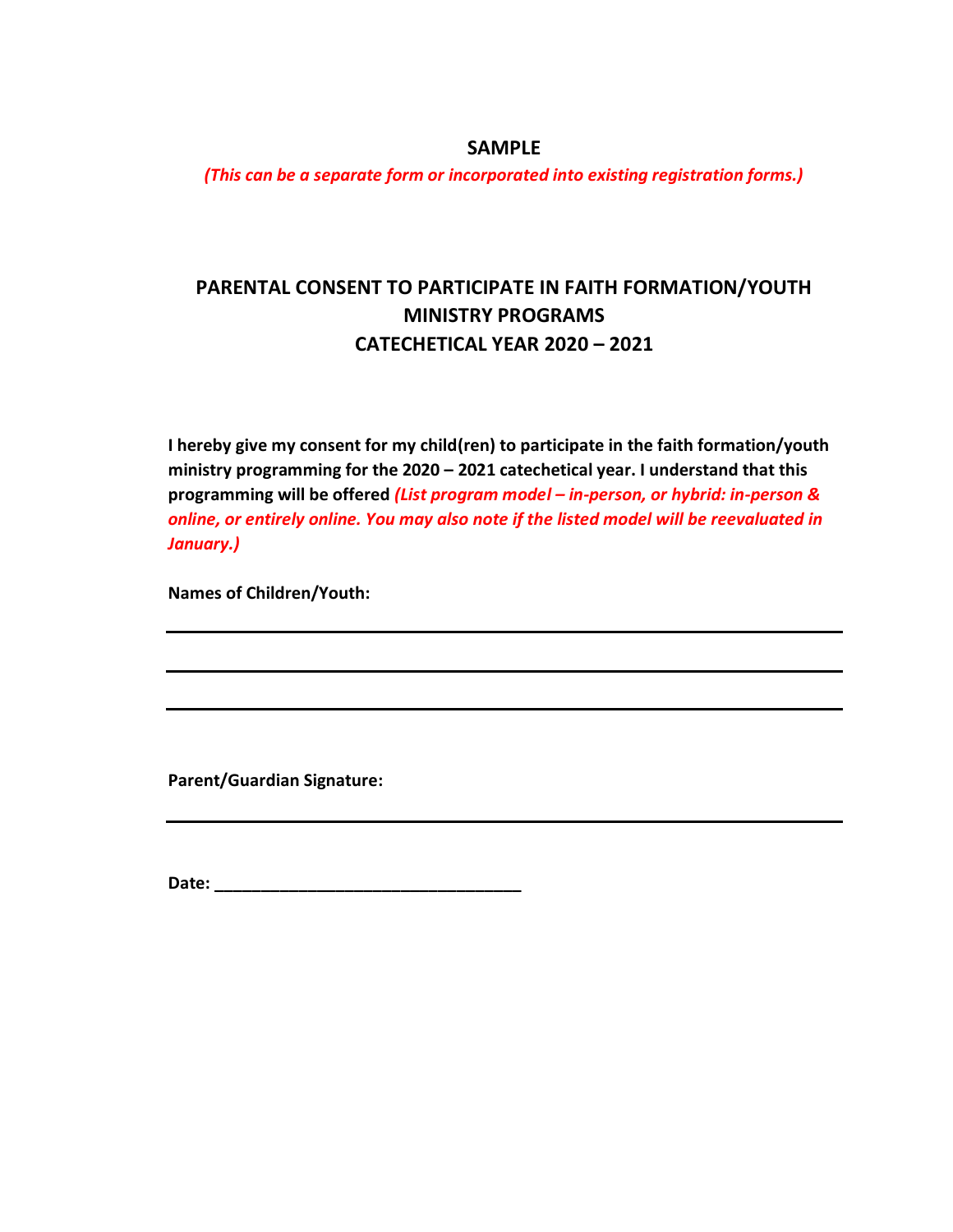**SAMPLE**

*(This can be a separate form or incorporated into existing registration forms.)*

# PARENTAL CONSENT TO PARTICIPATE IN FAITH FORMATION/YOUTH MINISTRY PROGRAMS
# CATECHETICAL YEAR 2020 – 2021

**I hereby give my consent for my child(ren) to participate in the faith formation/youth ministry programming for the 2020 – 2021 catechetical year. I understand that this programming will be offered** ***(List program model – in-person, or hybrid: in-person & online, or entirely online. You may also note if the listed model will be reevaluated in January.)***

**Names of Children/Youth:**

___________________________________________________________

___________________________________________________________

___________________________________________________________

**Parent/Guardian Signature:**

___________________________________________________________

**Date:** _________________________________